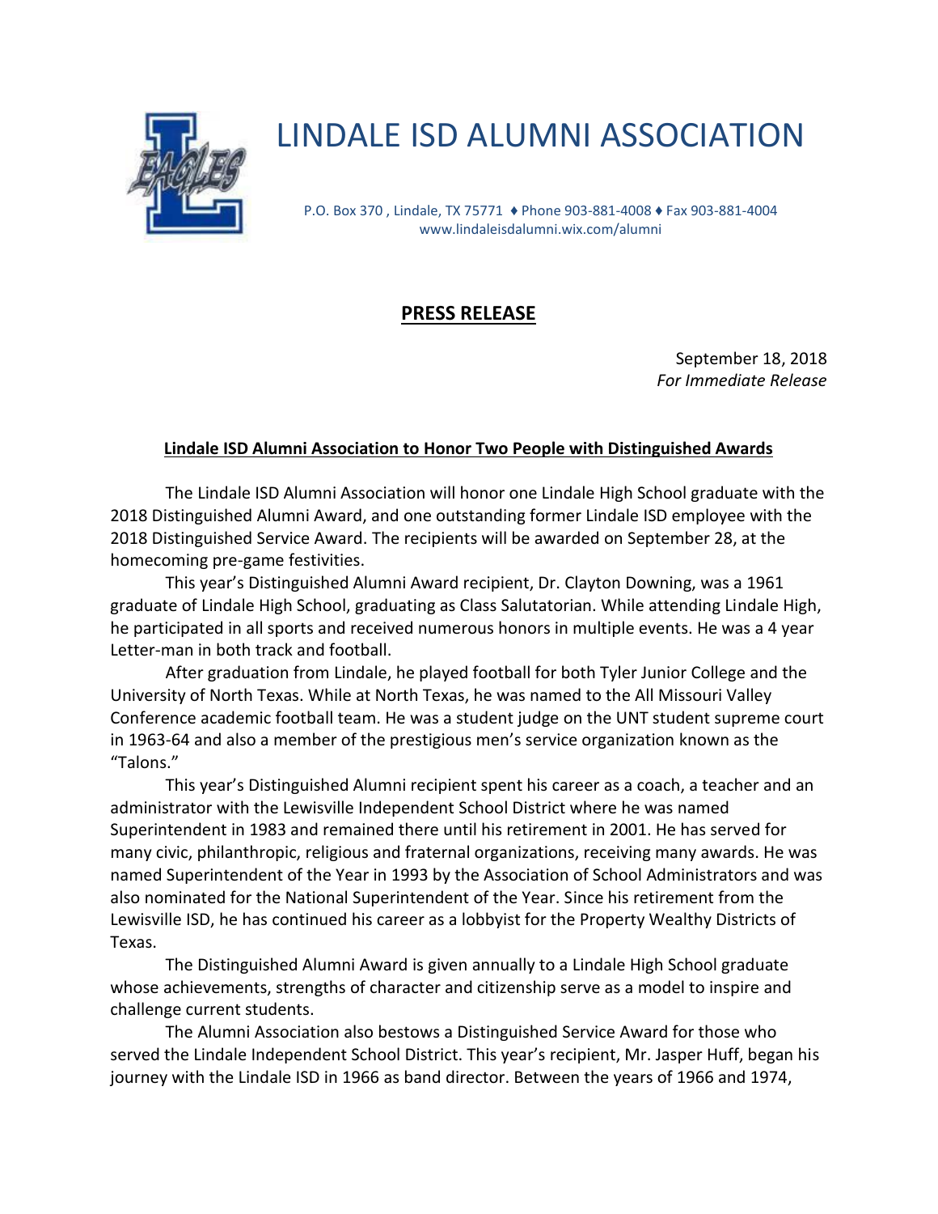# LINDALE ISD ALUMNI ASSOCIATION

P.O. Box 370 , Lindale, TX 75771 ♦ Phone 903-881-4008 ♦ Fax 903-881-4004
www.lindaleisdalumni.wix.com/alumni

## PRESS RELEASE

September 18, 2018
*For Immediate Release*

**Lindale ISD Alumni Association to Honor Two People with Distinguished Awards**

The Lindale ISD Alumni Association will honor one Lindale High School graduate with the 2018 Distinguished Alumni Award, and one outstanding former Lindale ISD employee with the 2018 Distinguished Service Award. The recipients will be awarded on September 28, at the homecoming pre-game festivities.

This year's Distinguished Alumni Award recipient, Dr. Clayton Downing, was a 1961 graduate of Lindale High School, graduating as Class Salutatorian. While attending Lindale High, he participated in all sports and received numerous honors in multiple events. He was a 4 year Letter-man in both track and football.

After graduation from Lindale, he played football for both Tyler Junior College and the University of North Texas. While at North Texas, he was named to the All Missouri Valley Conference academic football team. He was a student judge on the UNT student supreme court in 1963-64 and also a member of the prestigious men's service organization known as the "Talons."

This year's Distinguished Alumni recipient spent his career as a coach, a teacher and an administrator with the Lewisville Independent School District where he was named Superintendent in 1983 and remained there until his retirement in 2001. He has served for many civic, philanthropic, religious and fraternal organizations, receiving many awards. He was named Superintendent of the Year in 1993 by the Association of School Administrators and was also nominated for the National Superintendent of the Year. Since his retirement from the Lewisville ISD, he has continued his career as a lobbyist for the Property Wealthy Districts of Texas.

The Distinguished Alumni Award is given annually to a Lindale High School graduate whose achievements, strengths of character and citizenship serve as a model to inspire and challenge current students.

The Alumni Association also bestows a Distinguished Service Award for those who served the Lindale Independent School District. This year's recipient, Mr. Jasper Huff, began his journey with the Lindale ISD in 1966 as band director. Between the years of 1966 and 1974,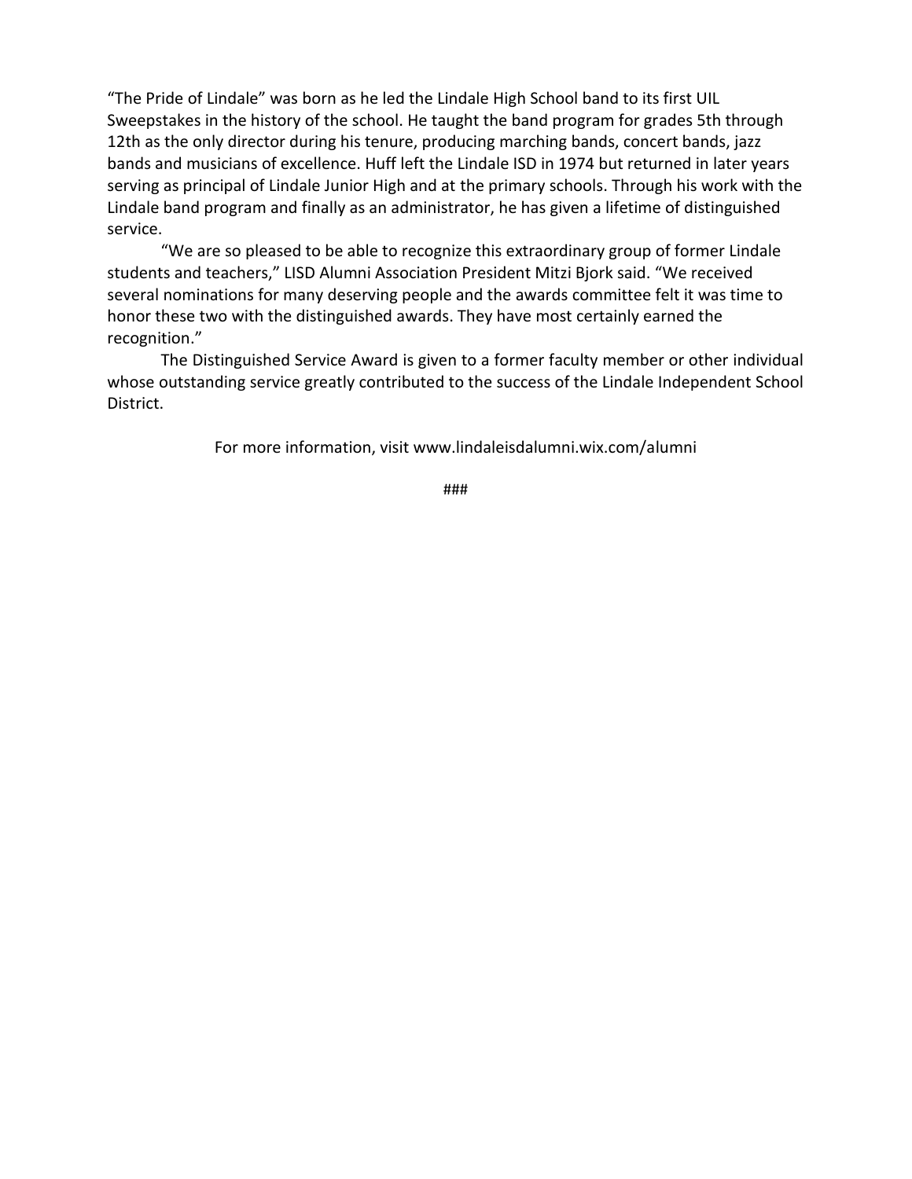"The Pride of Lindale" was born as he led the Lindale High School band to its first UIL Sweepstakes in the history of the school. He taught the band program for grades 5th through 12th as the only director during his tenure, producing marching bands, concert bands, jazz bands and musicians of excellence. Huff left the Lindale ISD in 1974 but returned in later years serving as principal of Lindale Junior High and at the primary schools. Through his work with the Lindale band program and finally as an administrator, he has given a lifetime of distinguished service.

"We are so pleased to be able to recognize this extraordinary group of former Lindale students and teachers," LISD Alumni Association President Mitzi Bjork said. "We received several nominations for many deserving people and the awards committee felt it was time to honor these two with the distinguished awards. They have most certainly earned the recognition."

The Distinguished Service Award is given to a former faculty member or other individual whose outstanding service greatly contributed to the success of the Lindale Independent School District.

For more information, visit www.lindaleisdalumni.wix.com/alumni

###